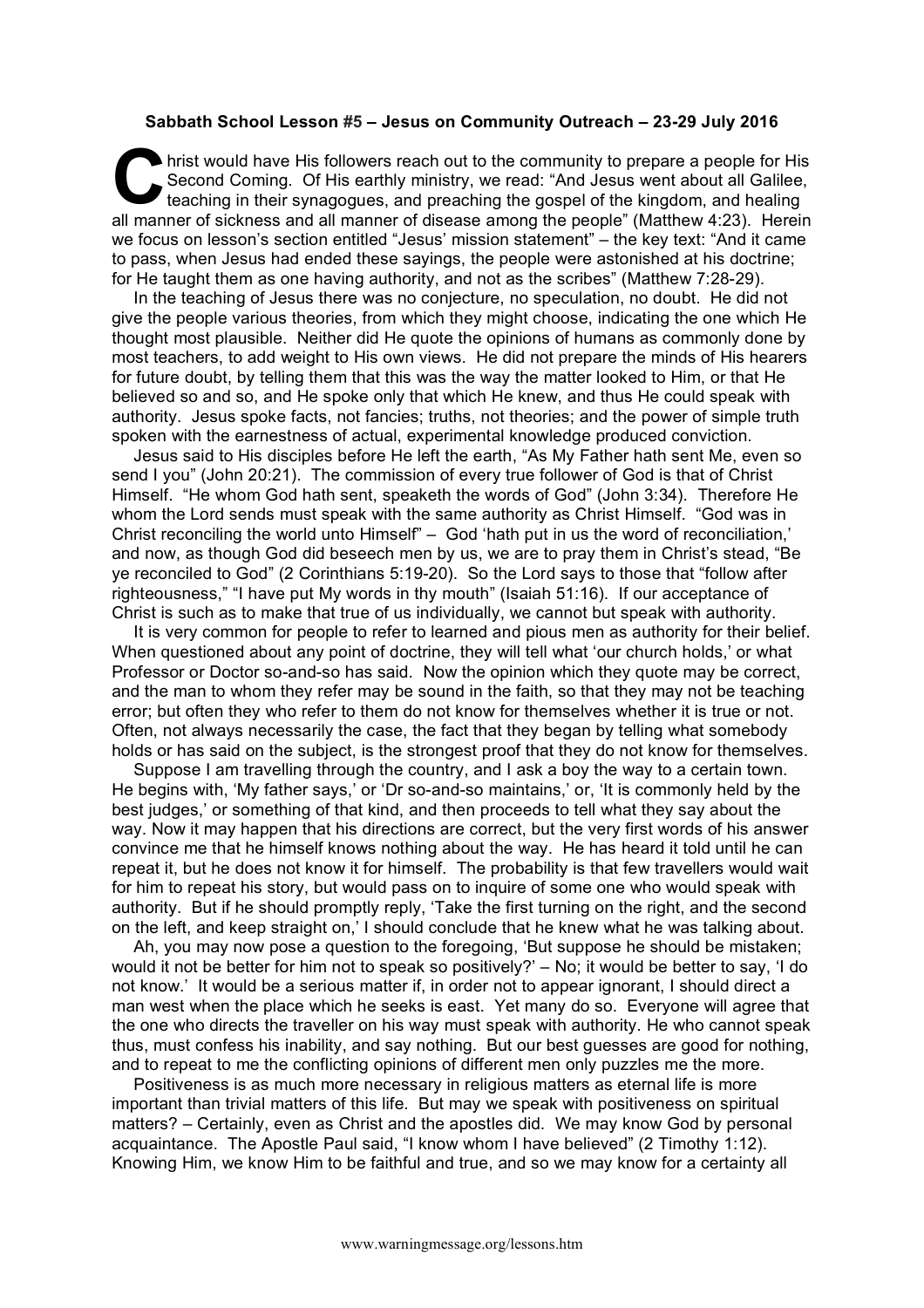**Sabbath School Lesson #5 – Jesus on Community Outreach – 23-29 July 2016**

Christ would have His followers reach out to the community to prepare a people for His Second Coming. Of His earthly ministry, we read: "And Jesus went about all Galilee, teaching in their synagogues, and preaching the gospel of the kingdom, and healing all manner of sickness and all manner of disease among the people" (Matthew 4:23). Herein we focus on lesson's section entitled "Jesus' mission statement" – the key text: "And it came to pass, when Jesus had ended these sayings, the people were astonished at his doctrine; for He taught them as one having authority, and not as the scribes" (Matthew 7:28-29).

In the teaching of Jesus there was no conjecture, no speculation, no doubt. He did not give the people various theories, from which they might choose, indicating the one which He thought most plausible. Neither did He quote the opinions of humans as commonly done by most teachers, to add weight to His own views. He did not prepare the minds of His hearers for future doubt, by telling them that this was the way the matter looked to Him, or that He believed so and so, and He spoke only that which He knew, and thus He could speak with authority. Jesus spoke facts, not fancies; truths, not theories; and the power of simple truth spoken with the earnestness of actual, experimental knowledge produced conviction.

Jesus said to His disciples before He left the earth, "As My Father hath sent Me, even so send I you" (John 20:21). The commission of every true follower of God is that of Christ Himself. "He whom God hath sent, speaketh the words of God" (John 3:34). Therefore He whom the Lord sends must speak with the same authority as Christ Himself. "God was in Christ reconciling the world unto Himself" – God 'hath put in us the word of reconciliation,' and now, as though God did beseech men by us, we are to pray them in Christ's stead, "Be ye reconciled to God" (2 Corinthians 5:19-20). So the Lord says to those that "follow after righteousness," "I have put My words in thy mouth" (Isaiah 51:16). If our acceptance of Christ is such as to make that true of us individually, we cannot but speak with authority.

It is very common for people to refer to learned and pious men as authority for their belief. When questioned about any point of doctrine, they will tell what 'our church holds,' or what Professor or Doctor so-and-so has said. Now the opinion which they quote may be correct, and the man to whom they refer may be sound in the faith, so that they may not be teaching error; but often they who refer to them do not know for themselves whether it is true or not. Often, not always necessarily the case, the fact that they began by telling what somebody holds or has said on the subject, is the strongest proof that they do not know for themselves.

Suppose I am travelling through the country, and I ask a boy the way to a certain town. He begins with, 'My father says,' or 'Dr so-and-so maintains,' or, 'It is commonly held by the best judges,' or something of that kind, and then proceeds to tell what they say about the way. Now it may happen that his directions are correct, but the very first words of his answer convince me that he himself knows nothing about the way. He has heard it told until he can repeat it, but he does not know it for himself. The probability is that few travellers would wait for him to repeat his story, but would pass on to inquire of some one who would speak with authority. But if he should promptly reply, 'Take the first turning on the right, and the second on the left, and keep straight on,' I should conclude that he knew what he was talking about.

Ah, you may now pose a question to the foregoing, 'But suppose he should be mistaken; would it not be better for him not to speak so positively?' – No; it would be better to say, 'I do not know.' It would be a serious matter if, in order not to appear ignorant, I should direct a man west when the place which he seeks is east. Yet many do so. Everyone will agree that the one who directs the traveller on his way must speak with authority. He who cannot speak thus, must confess his inability, and say nothing. But our best guesses are good for nothing, and to repeat to me the conflicting opinions of different men only puzzles me the more.

Positiveness is as much more necessary in religious matters as eternal life is more important than trivial matters of this life. But may we speak with positiveness on spiritual matters? – Certainly, even as Christ and the apostles did. We may know God by personal acquaintance. The Apostle Paul said, "I know whom I have believed" (2 Timothy 1:12). Knowing Him, we know Him to be faithful and true, and so we may know for a certainty all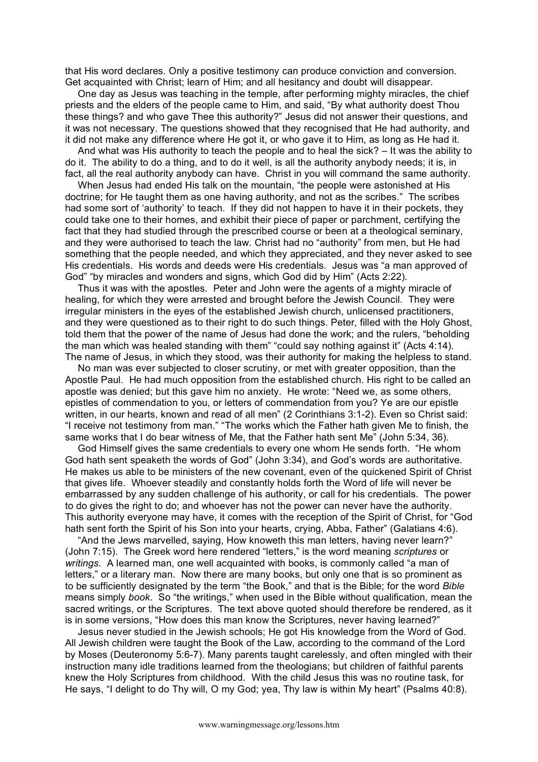that His word declares. Only a positive testimony can produce conviction and conversion. Get acquainted with Christ; learn of Him; and all hesitancy and doubt will disappear.

One day as Jesus was teaching in the temple, after performing mighty miracles, the chief priests and the elders of the people came to Him, and said, "By what authority doest Thou these things? and who gave Thee this authority?" Jesus did not answer their questions, and it was not necessary. The questions showed that they recognised that He had authority, and it did not make any difference where He got it, or who gave it to Him, as long as He had it.

And what was His authority to teach the people and to heal the sick? – It was the ability to do it. The ability to do a thing, and to do it well, is all the authority anybody needs; it is, in fact, all the real authority anybody can have. Christ in you will command the same authority.

When Jesus had ended His talk on the mountain, "the people were astonished at His doctrine; for He taught them as one having authority, and not as the scribes." The scribes had some sort of 'authority' to teach. If they did not happen to have it in their pockets, they could take one to their homes, and exhibit their piece of paper or parchment, certifying the fact that they had studied through the prescribed course or been at a theological seminary, and they were authorised to teach the law. Christ had no "authority" from men, but He had something that the people needed, and which they appreciated, and they never asked to see His credentials. His words and deeds were His credentials. Jesus was "a man approved of God" "by miracles and wonders and signs, which God did by Him" (Acts 2:22).

Thus it was with the apostles. Peter and John were the agents of a mighty miracle of healing, for which they were arrested and brought before the Jewish Council. They were irregular ministers in the eyes of the established Jewish church, unlicensed practitioners, and they were questioned as to their right to do such things. Peter, filled with the Holy Ghost, told them that the power of the name of Jesus had done the work; and the rulers, "beholding the man which was healed standing with them" "could say nothing against it" (Acts 4:14). The name of Jesus, in which they stood, was their authority for making the helpless to stand.

No man was ever subjected to closer scrutiny, or met with greater opposition, than the Apostle Paul. He had much opposition from the established church. His right to be called an apostle was denied; but this gave him no anxiety. He wrote: "Need we, as some others, epistles of commendation to you, or letters of commendation from you? Ye are our epistle written, in our hearts, known and read of all men" (2 Corinthians 3:1-2). Even so Christ said: "I receive not testimony from man." "The works which the Father hath given Me to finish, the same works that I do bear witness of Me, that the Father hath sent Me" (John 5:34, 36).

God Himself gives the same credentials to every one whom He sends forth. "He whom God hath sent speaketh the words of God" (John 3:34), and God's words are authoritative. He makes us able to be ministers of the new covenant, even of the quickened Spirit of Christ that gives life. Whoever steadily and constantly holds forth the Word of life will never be embarrassed by any sudden challenge of his authority, or call for his credentials. The power to do gives the right to do; and whoever has not the power can never have the authority. This authority everyone may have, it comes with the reception of the Spirit of Christ, for "God hath sent forth the Spirit of his Son into your hearts, crying, Abba, Father" (Galatians 4:6).

"And the Jews marvelled, saying, How knoweth this man letters, having never learn?" (John 7:15). The Greek word here rendered "letters," is the word meaning *scriptures* or *writings*. A learned man, one well acquainted with books, is commonly called "a man of letters," or a literary man. Now there are many books, but only one that is so prominent as to be sufficiently designated by the term "the Book," and that is the Bible; for the word *Bible* means simply *book*. So "the writings," when used in the Bible without qualification, mean the sacred writings, or the Scriptures. The text above quoted should therefore be rendered, as it is in some versions, "How does this man know the Scriptures, never having learned?"

Jesus never studied in the Jewish schools; He got His knowledge from the Word of God. All Jewish children were taught the Book of the Law, according to the command of the Lord by Moses (Deuteronomy 5:6-7). Many parents taught carelessly, and often mingled with their instruction many idle traditions learned from the theologians; but children of faithful parents knew the Holy Scriptures from childhood. With the child Jesus this was no routine task, for He says, "I delight to do Thy will, O my God; yea, Thy law is within My heart" (Psalms 40:8).